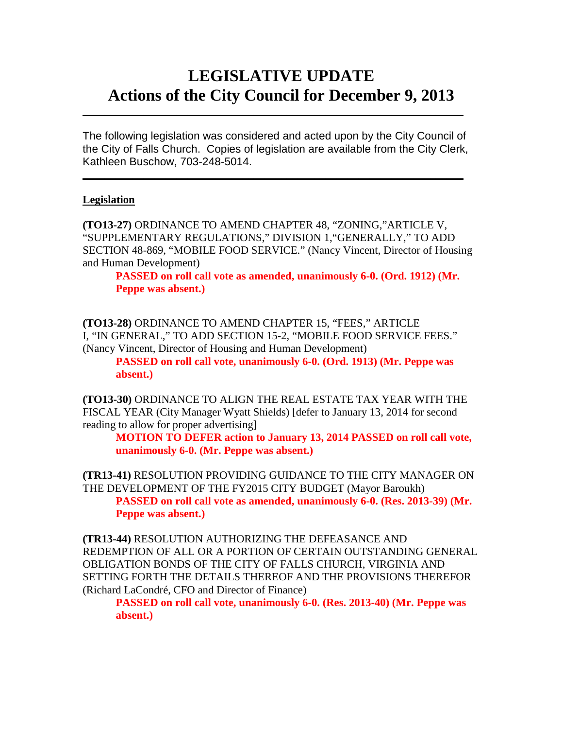# LEGISLATIVE UPDATE
# Actions of the City Council for December 9, 2013

---

The following legislation was considered and acted upon by the City Council of the City of Falls Church. Copies of legislation are available from the City Clerk, Kathleen Buschow, 703-248-5014.

---

**Legislation**

**(TO13-27)** ORDINANCE TO AMEND CHAPTER 48, "ZONING,"ARTICLE V, "SUPPLEMENTARY REGULATIONS," DIVISION 1,"GENERALLY," TO ADD SECTION 48-869, "MOBILE FOOD SERVICE." (Nancy Vincent, Director of Housing and Human Development)

> **PASSED on roll call vote as amended, unanimously 6-0. (Ord. 1912) (Mr. Peppe was absent.)**

**(TO13-28)** ORDINANCE TO AMEND CHAPTER 15, "FEES," ARTICLE I, "IN GENERAL," TO ADD SECTION 15-2, "MOBILE FOOD SERVICE FEES." (Nancy Vincent, Director of Housing and Human Development)

> **PASSED on roll call vote, unanimously 6-0. (Ord. 1913) (Mr. Peppe was absent.)**

**(TO13-30)** ORDINANCE TO ALIGN THE REAL ESTATE TAX YEAR WITH THE FISCAL YEAR (City Manager Wyatt Shields) [defer to January 13, 2014 for second reading to allow for proper advertising]

> **MOTION TO DEFER action to January 13, 2014 PASSED on roll call vote, unanimously 6-0. (Mr. Peppe was absent.)**

**(TR13-41)** RESOLUTION PROVIDING GUIDANCE TO THE CITY MANAGER ON THE DEVELOPMENT OF THE FY2015 CITY BUDGET (Mayor Baroukh)

> **PASSED on roll call vote as amended, unanimously 6-0. (Res. 2013-39) (Mr. Peppe was absent.)**

**(TR13-44)** RESOLUTION AUTHORIZING THE DEFEASANCE AND REDEMPTION OF ALL OR A PORTION OF CERTAIN OUTSTANDING GENERAL OBLIGATION BONDS OF THE CITY OF FALLS CHURCH, VIRGINIA AND SETTING FORTH THE DETAILS THEREOF AND THE PROVISIONS THEREFOR (Richard LaCondré, CFO and Director of Finance)

> **PASSED on roll call vote, unanimously 6-0. (Res. 2013-40) (Mr. Peppe was absent.)**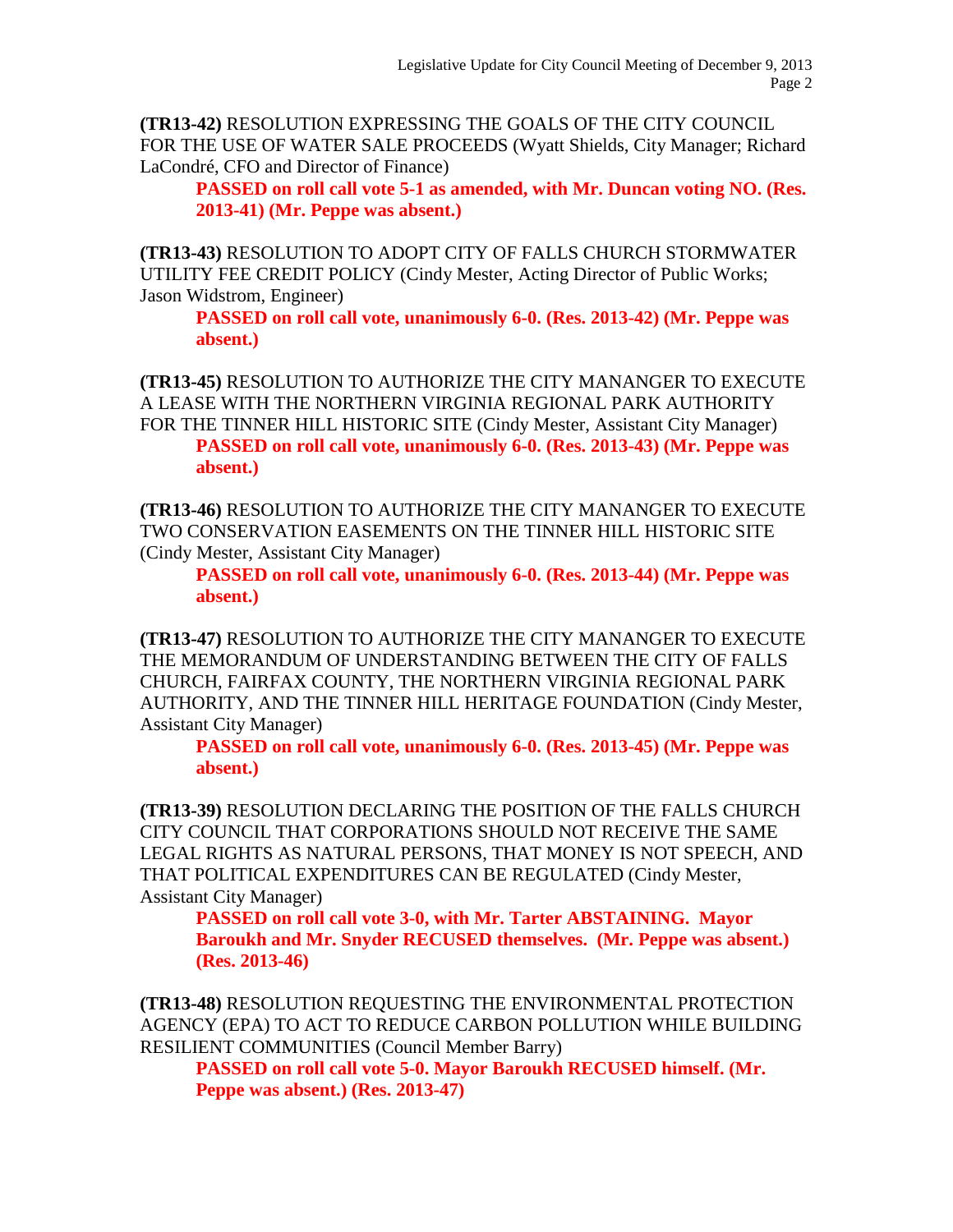**(TR13-42)** RESOLUTION EXPRESSING THE GOALS OF THE CITY COUNCIL FOR THE USE OF WATER SALE PROCEEDS (Wyatt Shields, City Manager; Richard LaCondré, CFO and Director of Finance)

> **PASSED on roll call vote 5-1 as amended, with Mr. Duncan voting NO. (Res. 2013-41) (Mr. Peppe was absent.)**

**(TR13-43)** RESOLUTION TO ADOPT CITY OF FALLS CHURCH STORMWATER UTILITY FEE CREDIT POLICY (Cindy Mester, Acting Director of Public Works; Jason Widstrom, Engineer)

> **PASSED on roll call vote, unanimously 6-0. (Res. 2013-42) (Mr. Peppe was absent.)**

**(TR13-45)** RESOLUTION TO AUTHORIZE THE CITY MANANGER TO EXECUTE A LEASE WITH THE NORTHERN VIRGINIA REGIONAL PARK AUTHORITY FOR THE TINNER HILL HISTORIC SITE (Cindy Mester, Assistant City Manager)

> **PASSED on roll call vote, unanimously 6-0. (Res. 2013-43) (Mr. Peppe was absent.)**

**(TR13-46)** RESOLUTION TO AUTHORIZE THE CITY MANANGER TO EXECUTE TWO CONSERVATION EASEMENTS ON THE TINNER HILL HISTORIC SITE (Cindy Mester, Assistant City Manager)

> **PASSED on roll call vote, unanimously 6-0. (Res. 2013-44) (Mr. Peppe was absent.)**

**(TR13-47)** RESOLUTION TO AUTHORIZE THE CITY MANANGER TO EXECUTE THE MEMORANDUM OF UNDERSTANDING BETWEEN THE CITY OF FALLS CHURCH, FAIRFAX COUNTY, THE NORTHERN VIRGINIA REGIONAL PARK AUTHORITY, AND THE TINNER HILL HERITAGE FOUNDATION (Cindy Mester, Assistant City Manager)

> **PASSED on roll call vote, unanimously 6-0. (Res. 2013-45) (Mr. Peppe was absent.)**

**(TR13-39)** RESOLUTION DECLARING THE POSITION OF THE FALLS CHURCH CITY COUNCIL THAT CORPORATIONS SHOULD NOT RECEIVE THE SAME LEGAL RIGHTS AS NATURAL PERSONS, THAT MONEY IS NOT SPEECH, AND THAT POLITICAL EXPENDITURES CAN BE REGULATED (Cindy Mester, Assistant City Manager)

> **PASSED on roll call vote 3-0, with Mr. Tarter ABSTAINING. Mayor Baroukh and Mr. Snyder RECUSED themselves. (Mr. Peppe was absent.) (Res. 2013-46)**

**(TR13-48)** RESOLUTION REQUESTING THE ENVIRONMENTAL PROTECTION AGENCY (EPA) TO ACT TO REDUCE CARBON POLLUTION WHILE BUILDING RESILIENT COMMUNITIES (Council Member Barry)

> **PASSED on roll call vote 5-0. Mayor Baroukh RECUSED himself. (Mr. Peppe was absent.) (Res. 2013-47)**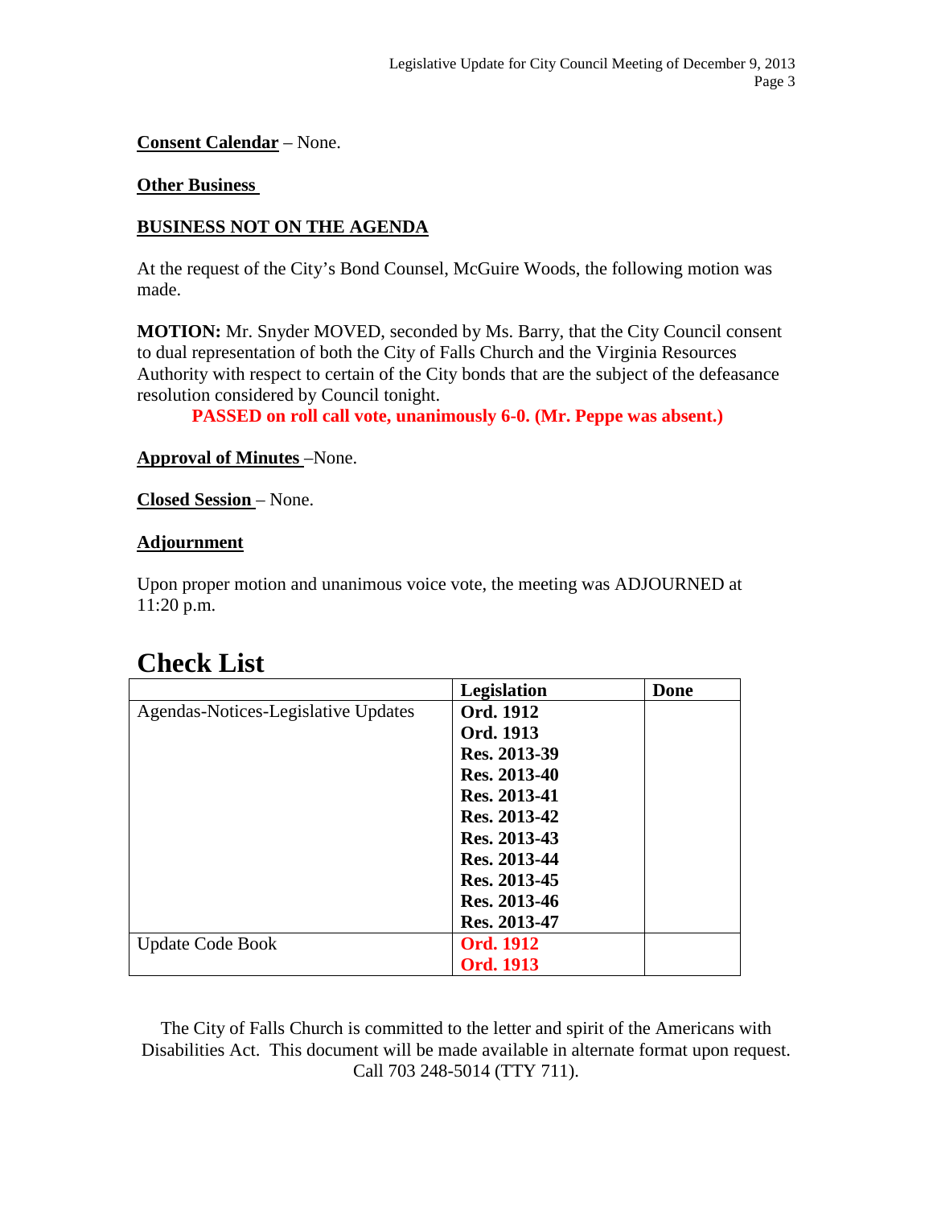**Consent Calendar** – None.

**Other Business**

**BUSINESS NOT ON THE AGENDA**

At the request of the City's Bond Counsel, McGuire Woods, the following motion was made.

**MOTION:** Mr. Snyder MOVED, seconded by Ms. Barry, that the City Council consent to dual representation of both the City of Falls Church and the Virginia Resources Authority with respect to certain of the City bonds that are the subject of the defeasance resolution considered by Council tonight.

**PASSED on roll call vote, unanimously 6-0. (Mr. Peppe was absent.)**

**Approval of Minutes** –None.

**Closed Session** – None.

**Adjournment**

Upon proper motion and unanimous voice vote, the meeting was ADJOURNED at 11:20 p.m.

# Check List

| | Legislation | Done |
|---|---|---|
| Agendas-Notices-Legislative Updates | **Ord. 1912** | |
| | **Ord. 1913** | |
| | **Res. 2013-39** | |
| | **Res. 2013-40** | |
| | **Res. 2013-41** | |
| | **Res. 2013-42** | |
| | **Res. 2013-43** | |
| | **Res. 2013-44** | |
| | **Res. 2013-45** | |
| | **Res. 2013-46** | |
| | **Res. 2013-47** | |
| Update Code Book | **Ord. 1912** | |
| | **Ord. 1913** | |

The City of Falls Church is committed to the letter and spirit of the Americans with Disabilities Act. This document will be made available in alternate format upon request. Call 703 248-5014 (TTY 711).